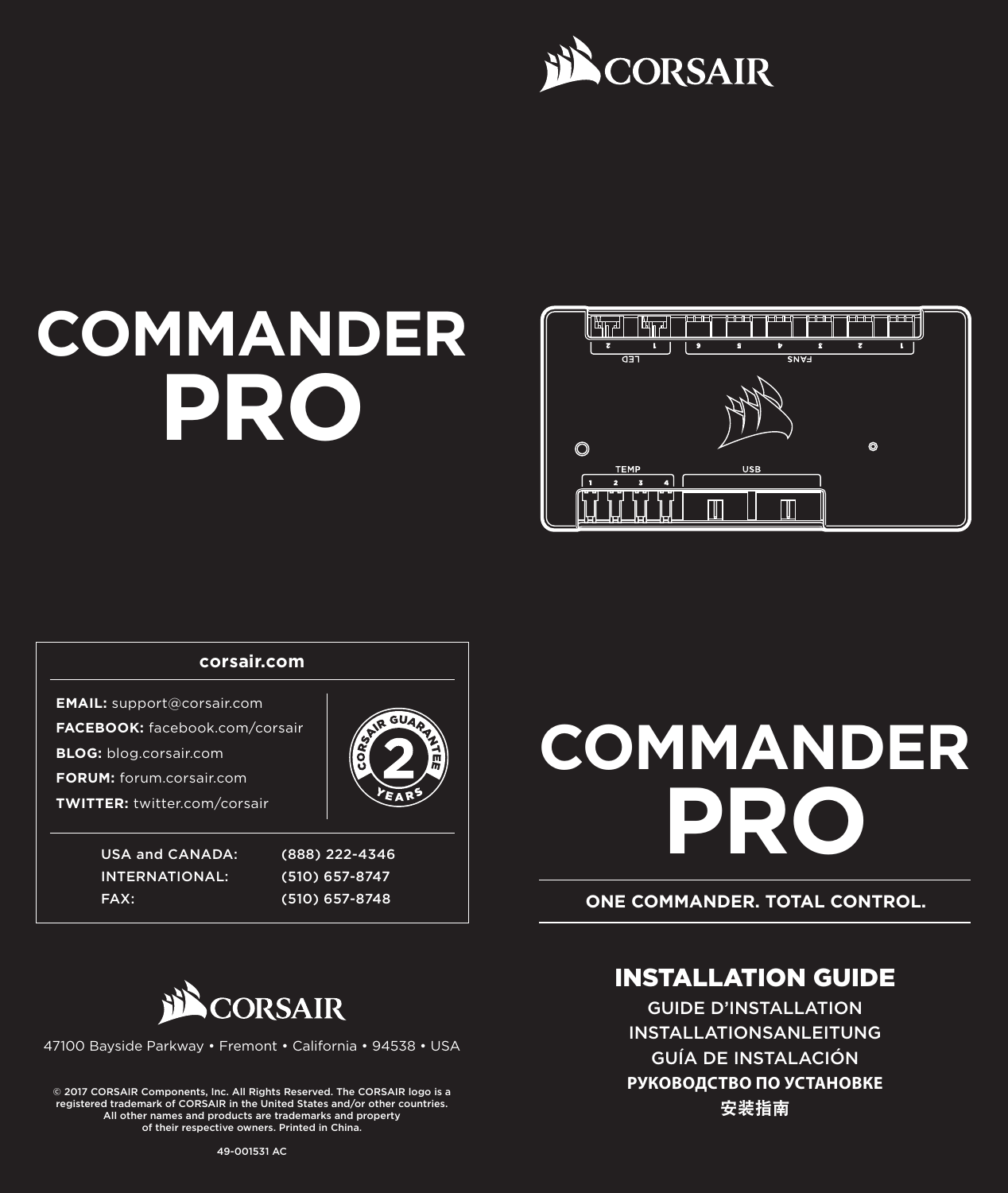# COMMANDER PRO

corsair.com

**EMAIL:** support@corsair.com
**FACEBOOK:** facebook.com/corsair
**BLOG:** blog.corsair.com
**FORUM:** forum.corsair.com
**TWITTER:** twitter.com/corsair

CORSAIR GUARANTEE 2 YEARS

| | |
|---|---|
| USA and CANADA: | (888) 222-4346 |
| INTERNATIONAL: | (510) 657-8747 |
| FAX: | (510) 657-8748 |

47100 Bayside Parkway • Fremont • California • 94538 • USA

© 2017 CORSAIR Components, Inc. All Rights Reserved. The CORSAIR logo is a registered trademark of CORSAIR in the United States and/or other countries. All other names and products are trademarks and property of their respective owners. Printed in China.

49-001531 AC

# COMMANDER PRO

**ONE COMMANDER. TOTAL CONTROL.**

## INSTALLATION GUIDE

GUIDE D'INSTALLATION
INSTALLATIONSANLEITUNG
GUÍA DE INSTALACIÓN
**РУКОВОДСТВО ПО УСТАНОВКЕ**
**安装指南**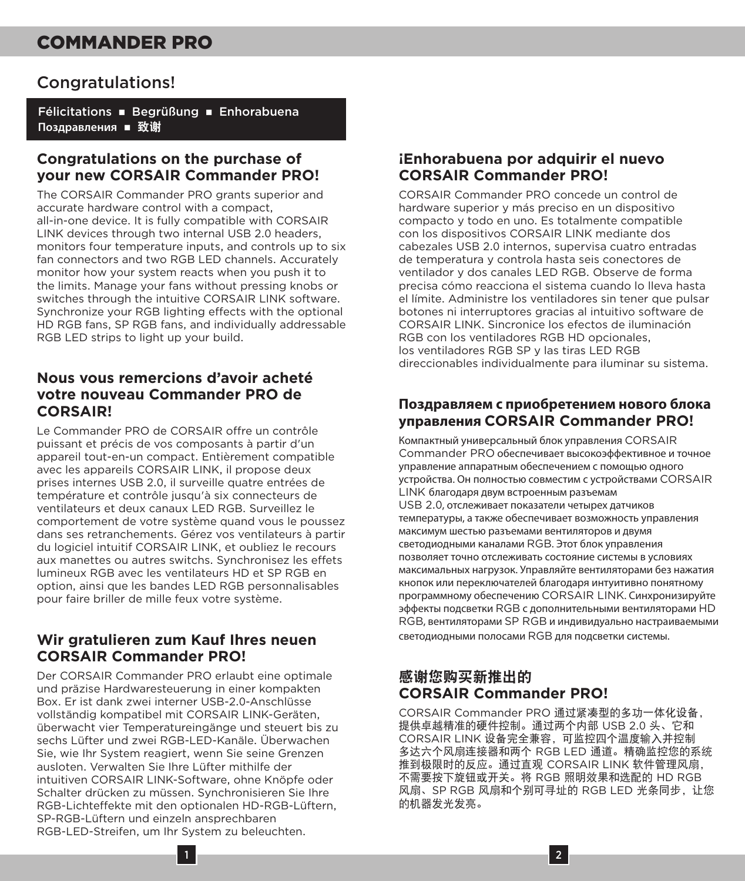# COMMANDER PRO

## Congratulations!

Félicitations ■ Begrüßung ■ Enhorabuena
Поздравления ■ 致谢

### Congratulations on the purchase of your new CORSAIR Commander PRO!

The CORSAIR Commander PRO grants superior and accurate hardware control with a compact, all-in-one device. It is fully compatible with CORSAIR LINK devices through two internal USB 2.0 headers, monitors four temperature inputs, and controls up to six fan connectors and two RGB LED channels. Accurately monitor how your system reacts when you push it to the limits. Manage your fans without pressing knobs or switches through the intuitive CORSAIR LINK software. Synchronize your RGB lighting effects with the optional HD RGB fans, SP RGB fans, and individually addressable RGB LED strips to light up your build.

### Nous vous remercions d'avoir acheté votre nouveau Commander PRO de CORSAIR!

Le Commander PRO de CORSAIR offre un contrôle puissant et précis de vos composants à partir d'un appareil tout-en-un compact. Entièrement compatible avec les appareils CORSAIR LINK, il propose deux prises internes USB 2.0, il surveille quatre entrées de température et contrôle jusqu'à six connecteurs de ventilateurs et deux canaux LED RGB. Surveillez le comportement de votre système quand vous le poussez dans ses retranchements. Gérez vos ventilateurs à partir du logiciel intuitif CORSAIR LINK, et oubliez le recours aux manettes ou autres switchs. Synchronisez les effets lumineux RGB avec les ventilateurs HD et SP RGB en option, ainsi que les bandes LED RGB personnalisables pour faire briller de mille feux votre système.

### Wir gratulieren zum Kauf Ihres neuen CORSAIR Commander PRO!

Der CORSAIR Commander PRO erlaubt eine optimale und präzise Hardwaresteuerung in einer kompakten Box. Er ist dank zwei interner USB-2.0-Anschlüsse vollständig kompatibel mit CORSAIR LINK-Geräten, überwacht vier Temperatureingänge und steuert bis zu sechs Lüfter und zwei RGB-LED-Kanäle. Überwachen Sie, wie Ihr System reagiert, wenn Sie seine Grenzen ausloten. Verwalten Sie Ihre Lüfter mithilfe der intuitiven CORSAIR LINK-Software, ohne Knöpfe oder Schalter drücken zu müssen. Synchronisieren Sie Ihre RGB-Lichteffekte mit den optionalen HD-RGB-Lüftern, SP-RGB-Lüftern und einzeln ansprechbaren RGB-LED-Streifen, um Ihr System zu beleuchten.

### ¡Enhorabuena por adquirir el nuevo CORSAIR Commander PRO!

CORSAIR Commander PRO concede un control de hardware superior y más preciso en un dispositivo compacto y todo en uno. Es totalmente compatible con los dispositivos CORSAIR LINK mediante dos cabezales USB 2.0 internos, supervisa cuatro entradas de temperatura y controla hasta seis conectores de ventilador y dos canales LED RGB. Observe de forma precisa cómo reacciona el sistema cuando lo lleva hasta el límite. Administre los ventiladores sin tener que pulsar botones ni interruptores gracias al intuitivo software de CORSAIR LINK. Sincronice los efectos de iluminación RGB con los ventiladores RGB HD opcionales, los ventiladores RGB SP y las tiras LED RGB direccionables individualmente para iluminar su sistema.

### Поздравляем с приобретением нового блока управления CORSAIR Commander PRO!

Компактный универсальный блок управления CORSAIR Commander PRO обеспечивает высокоэффективное и точное управление аппаратным обеспечением с помощью одного устройства. Он полностью совместим с устройствами CORSAIR LINK благодаря двум встроенным разъемам USB 2.0, отслеживает показатели четырех датчиков температуры, а также обеспечивает возможность управления максимум шестью разъемами вентиляторов и двумя светодиодными каналами RGB. Этот блок управления позволяет точно отслеживать состояние системы в условиях максимальных нагрузок. Управляйте вентиляторами без нажатия кнопок или переключателей благодаря интуитивно понятному программному обеспечению CORSAIR LINK. Синхронизируйте эффекты подсветки RGB с дополнительными вентиляторами HD RGB, вентиляторами SP RGB и индивидуально настраиваемыми светодиодными полосами RGB для подсветки системы.

### 感谢您购买新推出的 CORSAIR Commander PRO!

CORSAIR Commander PRO 通过紧凑型的多功一体化设备，提供卓越精准的硬件控制。通过两个内部 USB 2.0 头、它和 CORSAIR LINK 设备完全兼容，可监控四个温度输入并控制多达六个风扇连接器和两个 RGB LED 通道。精确监控您的系统推到极限时的反应。通过直观 CORSAIR LINK 软件管理风扇，不需要按下旋钮或开关。将 RGB 照明效果和选配的 HD RGB 风扇、SP RGB 风扇和个别可寻址的 RGB LED 光条同步，让您的机器发光发亮。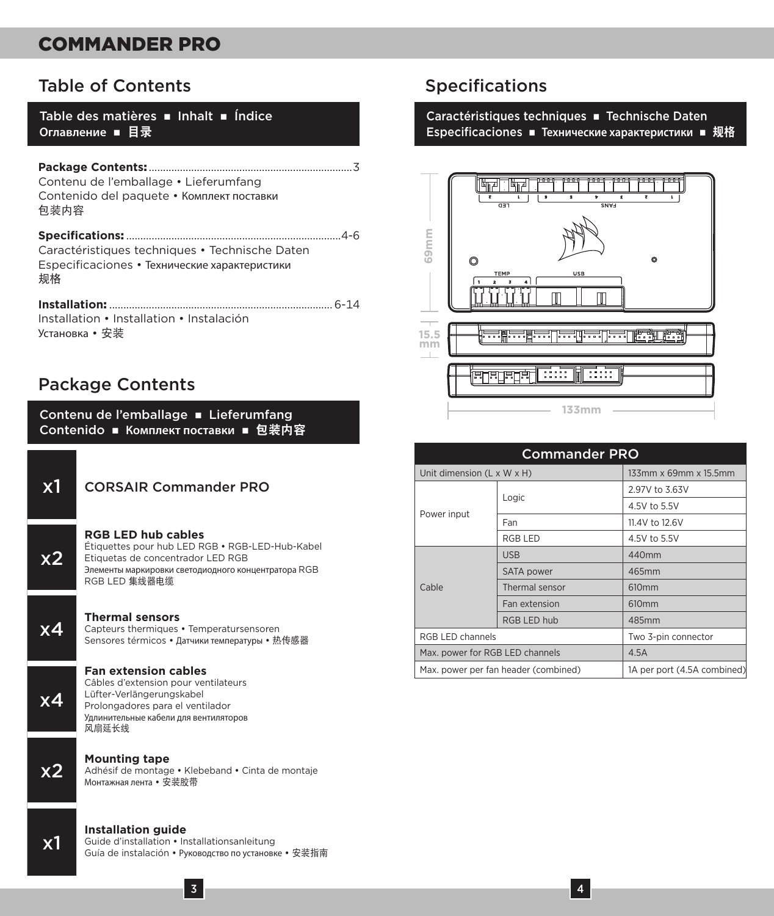# COMMANDER PRO

## Table of Contents

**Table des matières ■ Inhalt ■ Índice**
**Оглавление ■ 目录**

**Package Contents:** .......................................................................3
Contenu de l'emballage • Lieferumfang
Contenido del paquete • Комплект поставки
包装内容

**Specifications:** ...........................................................................4-6
Caractéristiques techniques • Technische Daten
Especificaciones • Технические характеристики
规格

**Installation:** ..............................................................................6-14
Installation • Installation • Instalación
Установка • 安装

## Package Contents

**Contenu de l'emballage ■ Lieferumfang**
**Contenido ■ Комплект поставки ■ 包装内容**

x1 — CORSAIR Commander PRO

x2 — **RGB LED hub cables**
Étiquettes pour hub LED RGB • RGB-LED-Hub-Kabel
Etiquetas de concentrador LED RGB
Элементы маркировки светодиодного концентратора RGB
RGB LED 集线器电缆

x4 — **Thermal sensors**
Capteurs thermiques • Temperatursensoren
Sensores térmicos • Датчики температуры • 热传感器

x4 — **Fan extension cables**
Câbles d'extension pour ventilateurs
Lüfter-Verlängerungskabel
Prolongadores para el ventilador
Удлинительные кабели для вентиляторов
风扇延长线

x2 — **Mounting tape**
Adhésif de montage • Klebeband • Cinta de montaje
Монтажная лента • 安装胶带

x1 — **Installation guide**
Guide d'installation • Installationsanleitung
Guía de instalación • Руководство по установке • 安装指南

## Specifications

**Caractéristiques techniques ■ Technische Daten**
**Especificaciones ■ Технические характеристики ■ 规格**

LED 1 2 — FANS 1 2 3 4 5 6 — TEMP 1 2 3 4 — USB

69mm — 15.5 mm — 133mm

| Commander PRO | | |
|---|---|---|
| Unit dimension (L x W x H) | | 133mm x 69mm x 15.5mm |
| Power input | Logic | 2.97V to 3.63V |
| | | 4.5V to 5.5V |
| | Fan | 11.4V to 12.6V |
| | RGB LED | 4.5V to 5.5V |
| Cable | USB | 440mm |
| | SATA power | 465mm |
| | Thermal sensor | 610mm |
| | Fan extension | 610mm |
| | RGB LED hub | 485mm |
| RGB LED channels | | Two 3-pin connector |
| Max. power for RGB LED channels | | 4.5A |
| Max. power per fan header (combined) | | 1A per port (4.5A combined) |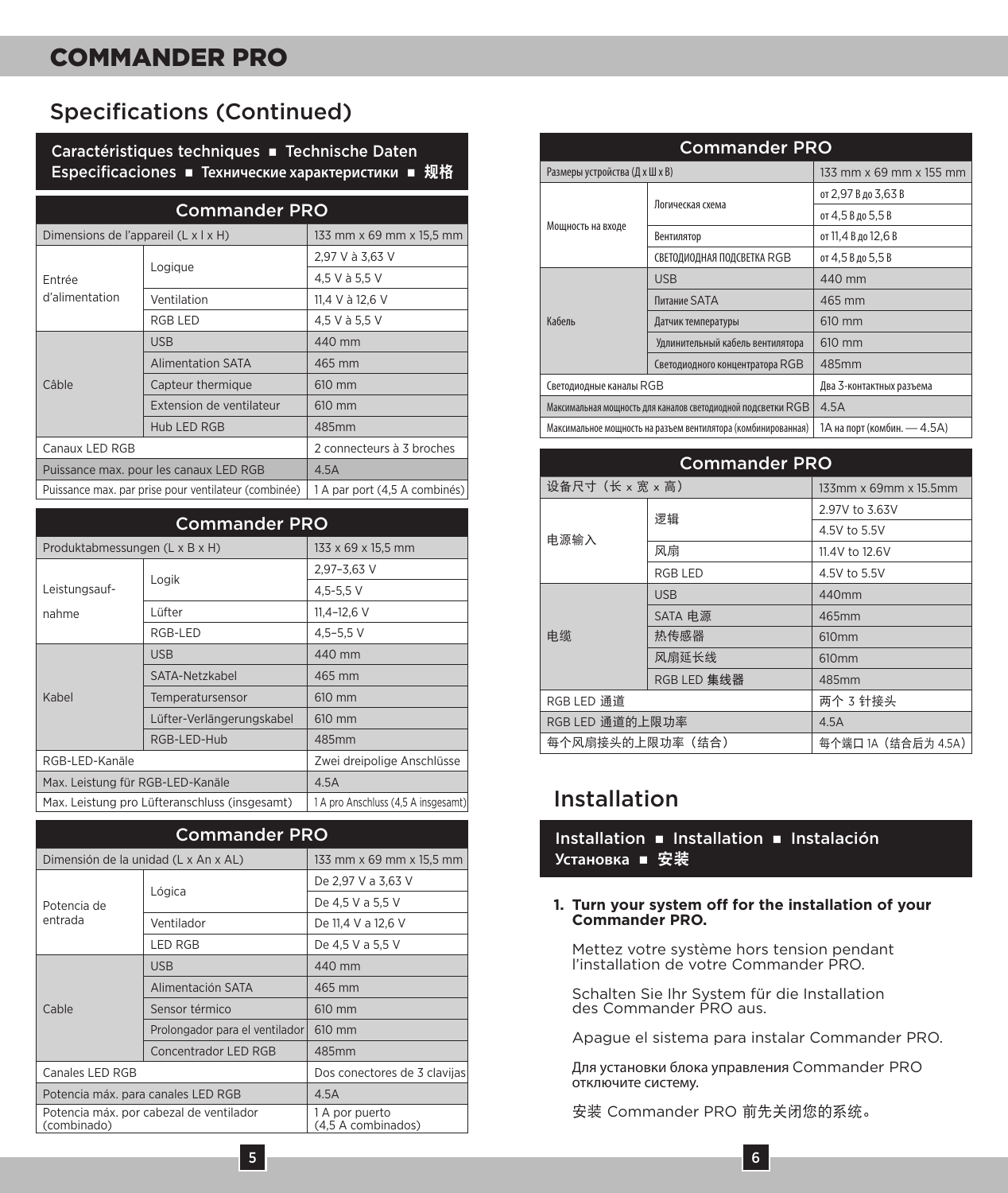## Specifications (Continued)

**Caractéristiques techniques ■ Technische Daten**
**Especificaciones ■ Технические характеристики ■ 规格**

| Commander PRO | | |
|---|---|---|
| Dimensions de l'appareil (L x l x H) | | 133 mm x 69 mm x 15,5 mm |
| Entrée d'alimentation | Logique | 2,97 V à 3,63 V |
| | | 4,5 V à 5,5 V |
| | Ventilation | 11,4 V à 12,6 V |
| | RGB LED | 4,5 V à 5,5 V |
| Câble | USB | 440 mm |
| | Alimentation SATA | 465 mm |
| | Capteur thermique | 610 mm |
| | Extension de ventilateur | 610 mm |
| | Hub LED RGB | 485mm |
| Canaux LED RGB | | 2 connecteurs à 3 broches |
| Puissance max. pour les canaux LED RGB | | 4.5A |
| Puissance max. par prise pour ventilateur (combinée) | | 1 A par port (4,5 A combinés) |

| Commander PRO | | |
|---|---|---|
| Produktabmessungen (L x B x H) | | 133 x 69 x 15,5 mm |
| Leistungsaufnahme | Logik | 2,97–3,63 V |
| | | 4,5–5,5 V |
| | Lüfter | 11,4–12,6 V |
| | RGB-LED | 4,5–5,5 V |
| Kabel | USB | 440 mm |
| | SATA-Netzkabel | 465 mm |
| | Temperatursensor | 610 mm |
| | Lüfter-Verlängerungskabel | 610 mm |
| | RGB-LED-Hub | 485mm |
| RGB-LED-Kanäle | | Zwei dreipolige Anschlüsse |
| Max. Leistung für RGB-LED-Kanäle | | 4.5A |
| Max. Leistung pro Lüfteranschluss (insgesamt) | | 1 A pro Anschluss (4,5 A insgesamt) |

| Commander PRO | | |
|---|---|---|
| Dimensión de la unidad (L x An x AL) | | 133 mm x 69 mm x 15,5 mm |
| Potencia de entrada | Lógica | De 2,97 V a 3,63 V |
| | | De 4,5 V a 5,5 V |
| | Ventilador | De 11,4 V a 12,6 V |
| | LED RGB | De 4,5 V a 5,5 V |
| Cable | USB | 440 mm |
| | Alimentación SATA | 465 mm |
| | Sensor térmico | 610 mm |
| | Prolongador para el ventilador | 610 mm |
| | Concentrador LED RGB | 485mm |
| Canales LED RGB | | Dos conectores de 3 clavijas |
| Potencia máx. para canales LED RGB | | 4.5A |
| Potencia máx. por cabezal de ventilador (combinado) | | 1 A por puerto (4,5 A combinados) |

| Commander PRO | | |
|---|---|---|
| Размеры устройства (Д х Ш х В) | | 133 mm x 69 mm x 155 mm |
| Мощность на входе | Логическая схема | от 2,97 В до 3,63 В |
| | | от 4,5 В до 5,5 В |
| | Вентилятор | от 11,4 В до 12,6 В |
| | СВЕТОДИОДНАЯ ПОДСВЕТКА RGB | от 4,5 В до 5,5 В |
| Кабель | USB | 440 mm |
| | Питание SATA | 465 mm |
| | Датчик температуры | 610 mm |
| | Удлинительный кабель вентилятора | 610 mm |
| | Светодиодного концентратора RGB | 485mm |
| Светодиодные каналы RGB | | Два 3-контактных разъема |
| Максимальная мощность для каналов светодиодной подсветки RGB | | 4.5A |
| Максимальное мощность на разъем вентилятора (комбинированная) | | 1A на порт (комбин. — 4.5A) |

| Commander PRO | | |
|---|---|---|
| 设备尺寸（长 x 宽 x 高） | | 133mm x 69mm x 15.5mm |
| 电源输入 | 逻辑 | 2.97V to 3.63V |
| | | 4.5V to 5.5V |
| | 风扇 | 11.4V to 12.6V |
| | RGB LED | 4.5V to 5.5V |
| 电缆 | USB | 440mm |
| | SATA 电源 | 465mm |
| | 热传感器 | 610mm |
| | 风扇延长线 | 610mm |
| | RGB LED 集线器 | 485mm |
| RGB LED 通道 | | 两个 3 针接头 |
| RGB LED 通道的上限功率 | | 4.5A |
| 每个风扇接头的上限功率（结合） | | 每个端口 1A（结合后为 4.5A） |

## Installation

**Installation ■ Installation ■ Instalación**
**Установка ■ 安装**

1. **Turn your system off for the installation of your Commander PRO.**

   Mettez votre système hors tension pendant l'installation de votre Commander PRO.

   Schalten Sie Ihr System für die Installation des Commander PRO aus.

   Apague el sistema para instalar Commander PRO.

   Для установки блока управления Commander PRO отключите систему.

   安装 Commander PRO 前先关闭您的系统。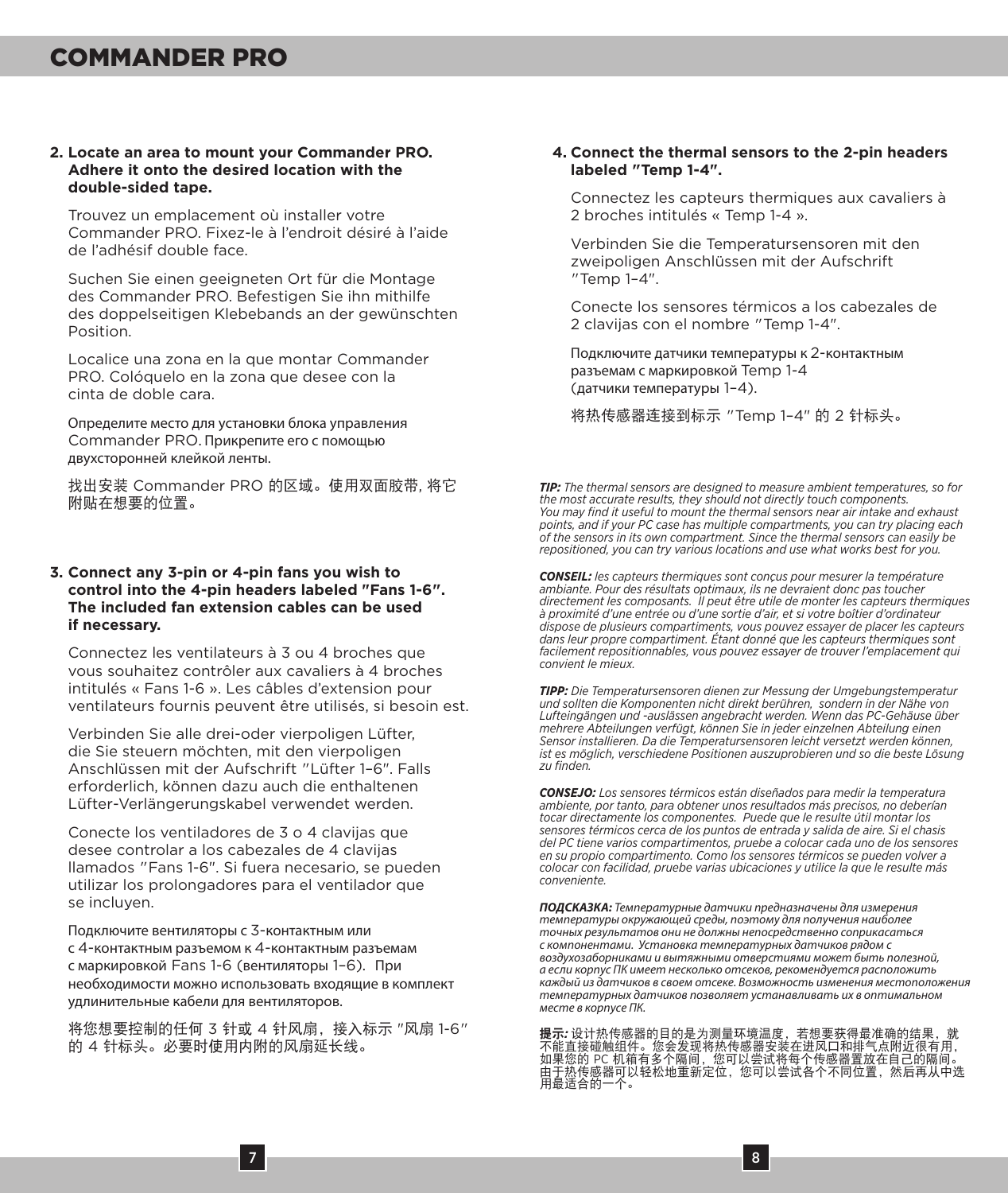**2. Locate an area to mount your Commander PRO. Adhere it onto the desired location with the double-sided tape.**

Trouvez un emplacement où installer votre Commander PRO. Fixez-le à l'endroit désiré à l'aide de l'adhésif double face.

Suchen Sie einen geeigneten Ort für die Montage des Commander PRO. Befestigen Sie ihn mithilfe des doppelseitigen Klebebands an der gewünschten Position.

Localice una zona en la que montar Commander PRO. Colóquelo en la zona que desee con la cinta de doble cara.

Определите место для установки блока управления Commander PRO. Прикрепите его с помощью двухсторонней клейкой ленты.

找出安装 Commander PRO 的区域。使用双面胶带, 将它附贴在想要的位置。

**3. Connect any 3-pin or 4-pin fans you wish to control into the 4-pin headers labeled "Fans 1-6". The included fan extension cables can be used if necessary.**

Connectez les ventilateurs à 3 ou 4 broches que vous souhaitez contrôler aux cavaliers à 4 broches intitulés « Fans 1-6 ». Les câbles d'extension pour ventilateurs fournis peuvent être utilisés, si besoin est.

Verbinden Sie alle drei-oder vierpoligen Lüfter, die Sie steuern möchten, mit den vierpoligen Anschlüssen mit der Aufschrift "Lüfter 1–6". Falls erforderlich, können dazu auch die enthaltenen Lüfter-Verlängerungskabel verwendet werden.

Conecte los ventiladores de 3 o 4 clavijas que desee controlar a los cabezales de 4 clavijas llamados "Fans 1-6". Si fuera necesario, se pueden utilizar los prolongadores para el ventilador que se incluyen.

Подключите вентиляторы с 3-контактным или с 4-контактным разъемом к 4-контактным разъемам с маркировкой Fans 1-6 (вентиляторы 1–6). При необходимости можно использовать входящие в комплект удлинительные кабели для вентиляторов.

将您想要控制的任何 3 针或 4 针风扇，接入标示 "风扇 1-6" 的 4 针标头。必要时使用内附的风扇延长线。

**4. Connect the thermal sensors to the 2-pin headers labeled "Temp 1-4".**

Connectez les capteurs thermiques aux cavaliers à 2 broches intitulés « Temp 1-4 ».

Verbinden Sie die Temperatursensoren mit den zweipoligen Anschlüssen mit der Aufschrift "Temp 1–4".

Conecte los sensores térmicos a los cabezales de 2 clavijas con el nombre "Temp 1-4".

Подключите датчики температуры к 2-контактным разъемам с маркировкой Temp 1-4 (датчики температуры 1–4).

将热传感器连接到标示 "Temp 1–4" 的 2 针标头。

***TIP:*** *The thermal sensors are designed to measure ambient temperatures, so for the most accurate results, they should not directly touch components. You may find it useful to mount the thermal sensors near air intake and exhaust points, and if your PC case has multiple compartments, you can try placing each of the sensors in its own compartment. Since the thermal sensors can easily be repositioned, you can try various locations and use what works best for you.*

***CONSEIL:*** *les capteurs thermiques sont conçus pour mesurer la température ambiante. Pour des résultats optimaux, ils ne devraient donc pas toucher directement les composants. Il peut être utile de monter les capteurs thermiques à proximité d'une entrée ou d'une sortie d'air, et si votre boîtier d'ordinateur dispose de plusieurs compartiments, vous pouvez essayer de placer les capteurs dans leur propre compartiment. Étant donné que les capteurs thermiques sont facilement repositionnables, vous pouvez essayer de trouver l'emplacement qui convient le mieux.*

***TIPP:*** *Die Temperatursensoren dienen zur Messung der Umgebungstemperatur und sollten die Komponenten nicht direkt berühren, sondern in der Nähe von Lufteingängen und -auslässen angebracht werden. Wenn das PC-Gehäuse über mehrere Abteilungen verfügt, können Sie in jeder einzelnen Abteilung einen Sensor installieren. Da die Temperatursensoren leicht versetzt werden können, ist es möglich, verschiedene Positionen auszuprobieren und so die beste Lösung zu finden.*

***CONSEJO:*** *Los sensores térmicos están diseñados para medir la temperatura ambiente, por tanto, para obtener unos resultados más precisos, no deberían tocar directamente los componentes. Puede que le resulte útil montar los sensores térmicos cerca de los puntos de entrada y salida de aire. Si el chasis del PC tiene varios compartimentos, pruebe a colocar cada uno de los sensores en su propio compartimento. Como los sensores térmicos se pueden volver a colocar con facilidad, pruebe varias ubicaciones y utilice la que le resulte más conveniente.*

***ПОДСКАЗКА:*** *Температурные датчики предназначены для измерения температуры окружающей среды, поэтому для получения наиболее точных результатов они не должны непосредственно соприкасаться с компонентами. Установка температурных датчиков рядом с воздухозаборниками и вытяжными отверстиями может быть полезной, а если корпус ПК имеет несколько отсеков, рекомендуется расположить каждый из датчиков в своем отсеке. Возможность изменения местоположения температурных датчиков позволяет устанавливать их в оптимальном месте в корпусе ПК.*

***提示:*** 设计热传感器的目的是为测量环境温度，若想要获得最准确的结果，就不能直接碰触组件。您会发现将热传感器安装在进风口和排气点附近很有用，如果您的 PC 机箱有多个隔间，您可以尝试将每个传感器置放在自己的隔间。由于热传感器可以轻松地重新定位，您可以尝试各个不同位置，然后再从中选用最适合的一个。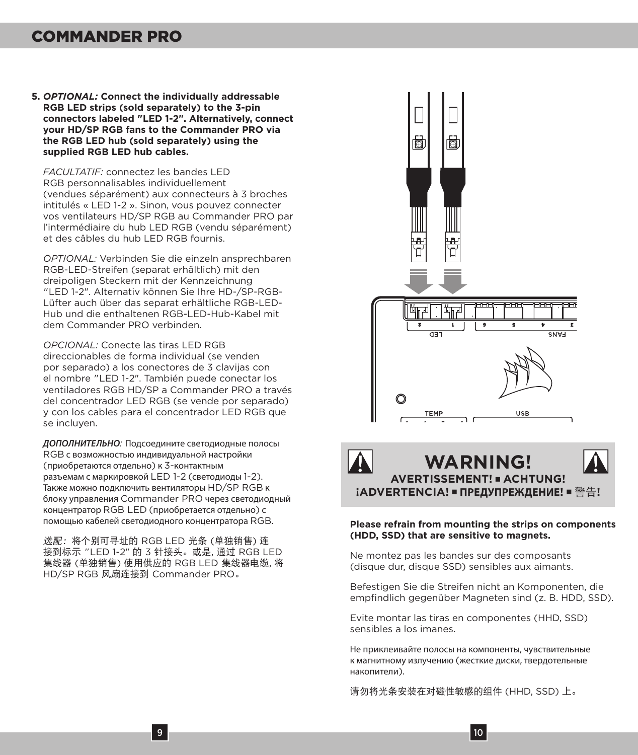5. ***OPTIONAL:* Connect the individually addressable RGB LED strips (sold separately) to the 3-pin connectors labeled "LED 1-2". Alternatively, connect your HD/SP RGB fans to the Commander PRO via the RGB LED hub (sold separately) using the supplied RGB LED hub cables.**

   *FACULTATIF:* connectez les bandes LED RGB personnalisables individuellement (vendues séparément) aux connecteurs à 3 broches intitulés « LED 1-2 ». Sinon, vous pouvez connecter vos ventilateurs HD/SP RGB au Commander PRO par l'intermédiaire du hub LED RGB (vendu séparément) et des câbles du hub LED RGB fournis.

   *OPTIONAL:* Verbinden Sie die einzeln ansprechbaren RGB-LED-Streifen (separat erhältlich) mit den dreipoligen Steckern mit der Kennzeichnung "LED 1-2". Alternativ können Sie Ihre HD-/SP-RGB-Lüfter auch über das separat erhältliche RGB-LED-Hub und die enthaltenen RGB-LED-Hub-Kabel mit dem Commander PRO verbinden.

   *OPCIONAL:* Conecte las tiras LED RGB direccionables de forma individual (se venden por separado) a los conectores de 3 clavijas con el nombre "LED 1-2". También puede conectar los ventiladores RGB HD/SP a Commander PRO a través del concentrador LED RGB (se vende por separado) y con los cables para el concentrador LED RGB que se incluyen.

   ***ДОПОЛНИТЕЛЬНО*:** Подсоедините светодиодные полосы RGB с возможностью индивидуальной настройки (приобретаются отдельно) к 3-контактным разъемам с маркировкой LED 1-2 (светодиоды 1-2). Также можно подключить вентиляторы HD/SP RGB к блоку управления Commander PRO через светодиодный концентратор RGB LED (приобретается отдельно) с помощью кабелей светодиодного концентратора RGB.

   *选配：* 将个别可寻址的 RGB LED 光条 (单独销售) 连接到标示 "LED 1-2" 的 3 针接头。或是, 通过 RGB LED 集线器 (单独销售) 使用供应的 RGB LED 集线器电缆, 将 HD/SP RGB 风扇连接到 Commander PRO。

LED 2 1 | FANS 6 5 4 3 | TEMP | USB

## WARNING!

**AVERTISSEMENT! ■ ACHTUNG! ¡ADVERTENCIA! ■ ПРЕДУПРЕЖДЕНИЕ! ■ 警告!**

**Please refrain from mounting the strips on components (HDD, SSD) that are sensitive to magnets.**

Ne montez pas les bandes sur des composants (disque dur, disque SSD) sensibles aux aimants.

Befestigen Sie die Streifen nicht an Komponenten, die empfindlich gegenüber Magneten sind (z. B. HDD, SSD).

Evite montar las tiras en componentes (HHD, SSD) sensibles a los imanes.

Не приклеивайте полосы на компоненты, чувствительные к магнитному излучению (жесткие диски, твердотельные накопители).

请勿将光条安装在对磁性敏感的组件 (HHD, SSD) 上。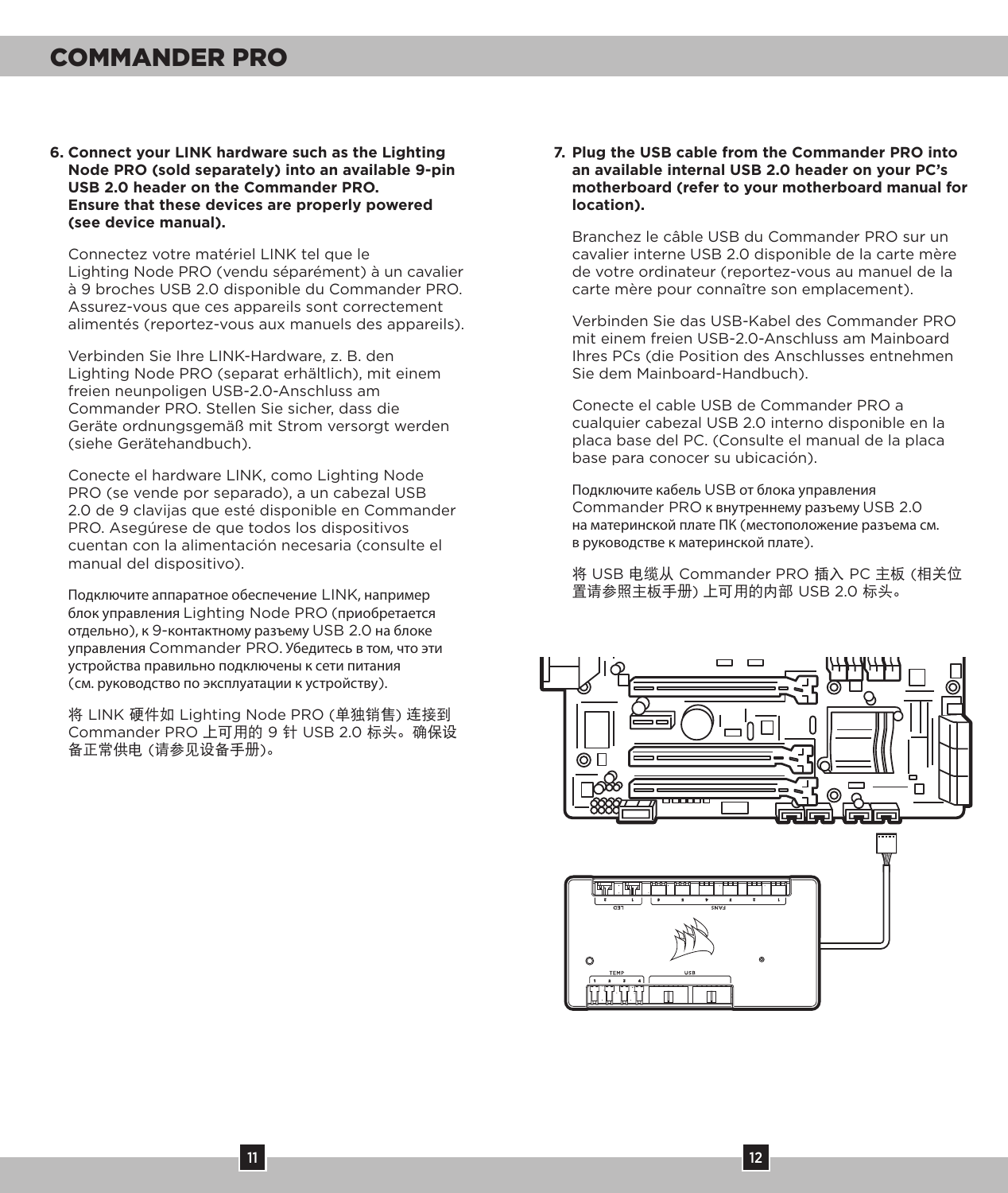6. **Connect your LINK hardware such as the Lighting Node PRO (sold separately) into an available 9-pin USB 2.0 header on the Commander PRO. Ensure that these devices are properly powered (see device manual).**

   Connectez votre matériel LINK tel que le Lighting Node PRO (vendu séparément) à un cavalier à 9 broches USB 2.0 disponible du Commander PRO. Assurez-vous que ces appareils sont correctement alimentés (reportez-vous aux manuels des appareils).

   Verbinden Sie Ihre LINK-Hardware, z. B. den Lighting Node PRO (separat erhältlich), mit einem freien neunpoligen USB-2.0-Anschluss am Commander PRO. Stellen Sie sicher, dass die Geräte ordnungsgemäß mit Strom versorgt werden (siehe Gerätehandbuch).

   Conecte el hardware LINK, como Lighting Node PRO (se vende por separado), a un cabezal USB 2.0 de 9 clavijas que esté disponible en Commander PRO. Asegúrese de que todos los dispositivos cuentan con la alimentación necesaria (consulte el manual del dispositivo).

   Подключите аппаратное обеспечение LINK, например блок управления Lighting Node PRO (приобретается отдельно), к 9-контактному разъему USB 2.0 на блоке управления Commander PRO. Убедитесь в том, что эти устройства правильно подключены к сети питания (см. руководство по эксплуатации к устройству).

   将 LINK 硬件如 Lighting Node PRO (单独销售) 连接到 Commander PRO 上可用的 9 针 USB 2.0 标头。确保设备正常供电 (请参见设备手册)。

7. **Plug the USB cable from the Commander PRO into an available internal USB 2.0 header on your PC's motherboard (refer to your motherboard manual for location).**

   Branchez le câble USB du Commander PRO sur un cavalier interne USB 2.0 disponible de la carte mère de votre ordinateur (reportez-vous au manuel de la carte mère pour connaître son emplacement).

   Verbinden Sie das USB-Kabel des Commander PRO mit einem freien USB-2.0-Anschluss am Mainboard Ihres PCs (die Position des Anschlusses entnehmen Sie dem Mainboard-Handbuch).

   Conecte el cable USB de Commander PRO a cualquier cabezal USB 2.0 interno disponible en la placa base del PC. (Consulte el manual de la placa base para conocer su ubicación).

   Подключите кабель USB от блока управления Commander PRO к внутреннему разъему USB 2.0 на материнской плате ПК (местоположение разъема см. в руководстве к материнской плате).

   将 USB 电缆从 Commander PRO 插入 PC 主板 (相关位置请参照主板手册) 上可用的内部 USB 2.0 标头。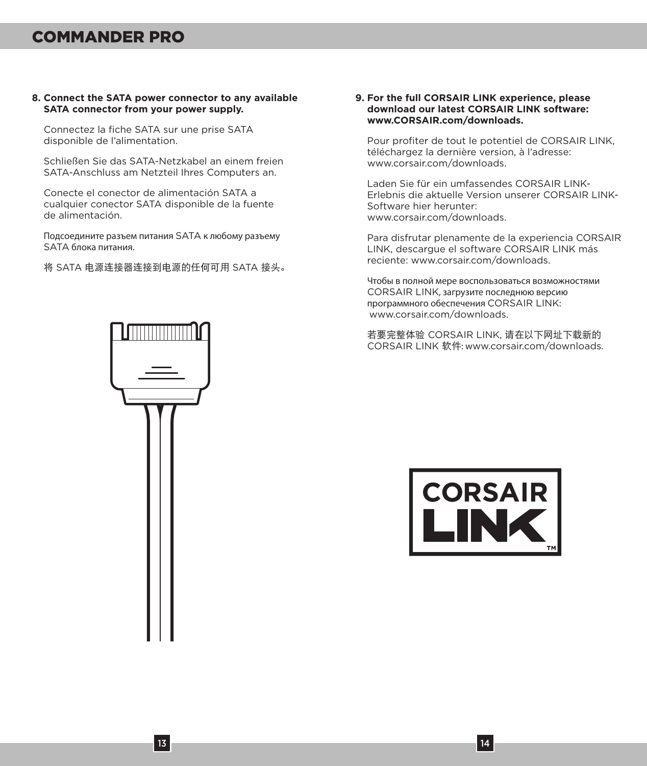**8. Connect the SATA power connector to any available SATA connector from your power supply.**

Connectez la fiche SATA sur une prise SATA disponible de l'alimentation.

Schließen Sie das SATA-Netzkabel an einem freien SATA-Anschluss am Netzteil Ihres Computers an.

Conecte el conector de alimentación SATA a cualquier conector SATA disponible de la fuente de alimentación.

Подсоедините разъем питания SATA к любому разъему SATA блока питания.

将 SATA 电源连接器连接到电源的任何可用 SATA 接头。

**9. For the full CORSAIR LINK experience, please download our latest CORSAIR LINK software: www.CORSAIR.com/downloads.**

Pour profiter de tout le potentiel de CORSAIR LINK, téléchargez la dernière version, à l'adresse: www.corsair.com/downloads.

Laden Sie für ein umfassendes CORSAIR LINK-Erlebnis die aktuelle Version unserer CORSAIR LINK-Software hier herunter: www.corsair.com/downloads.

Para disfrutar plenamente de la experiencia CORSAIR LINK, descargue el software CORSAIR LINK más reciente: www.corsair.com/downloads.

Чтобы в полной мере воспользоваться возможностями CORSAIR LINK, загрузите последнюю версию программного обеспечения CORSAIR LINK: www.corsair.com/downloads.

若要完整体验 CORSAIR LINK, 请在以下网址下载新的 CORSAIR LINK 软件: www.corsair.com/downloads.

CORSAIR LINK™